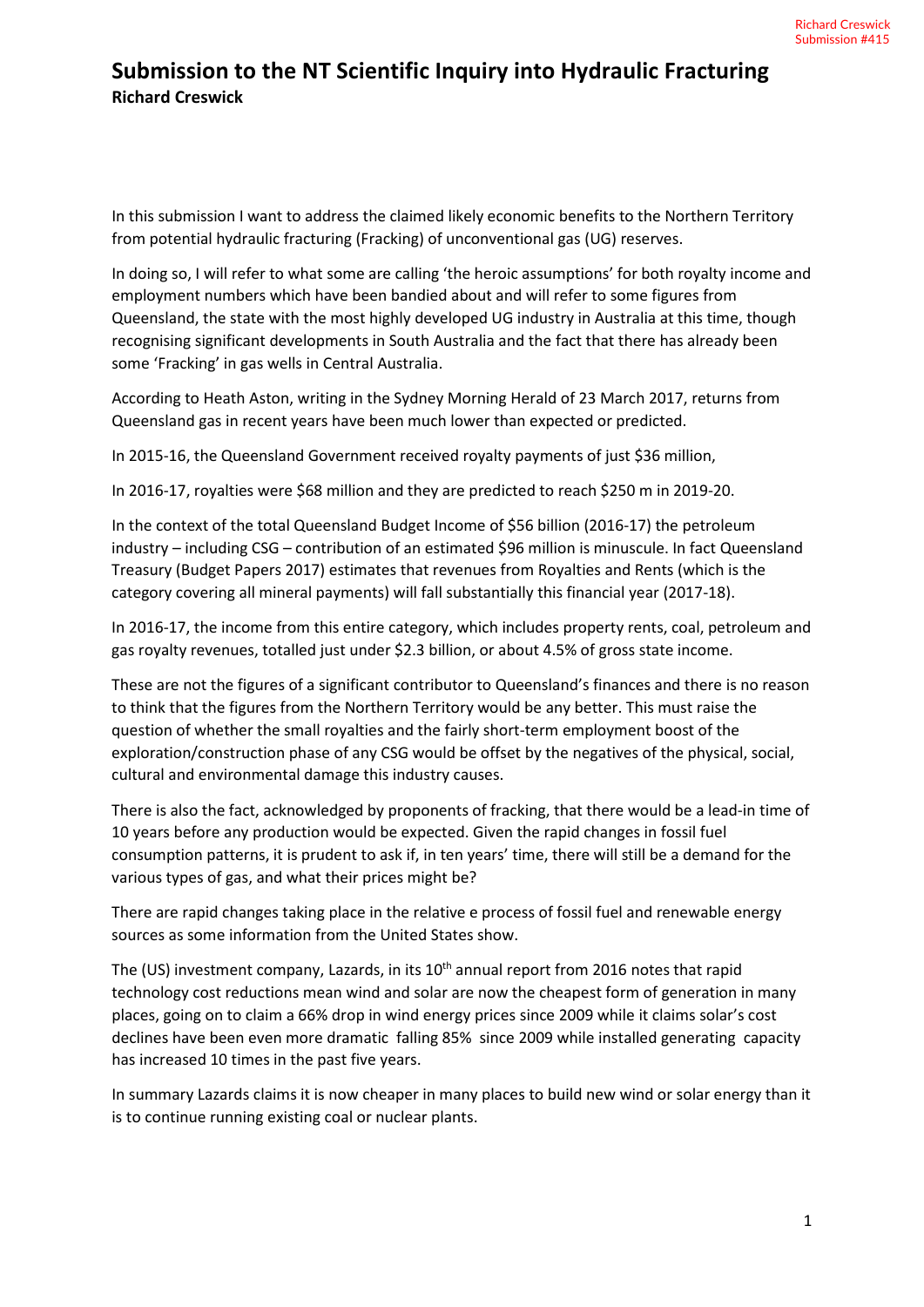# Submission to the NT Scientific Inquiry into Hydraulic Fracturing

**Richard Creswick**

In this submission I want to address the claimed likely economic benefits to the Northern Territory from potential hydraulic fracturing (Fracking) of unconventional gas (UG) reserves.

In doing so, I will refer to what some are calling 'the heroic assumptions' for both royalty income and employment numbers which have been bandied about and will refer to some figures from Queensland, the state with the most highly developed UG industry in Australia at this time, though recognising significant developments in South Australia and the fact that there has already been some 'Fracking' in gas wells in Central Australia.

According to Heath Aston, writing in the Sydney Morning Herald of 23 March 2017, returns from Queensland gas in recent years have been much lower than expected or predicted.

In 2015-16, the Queensland Government received royalty payments of just $36 million,

In 2016-17, royalties were $68 million and they are predicted to reach $250 m in 2019-20.

In the context of the total Queensland Budget Income of $56 billion (2016-17) the petroleum industry – including CSG – contribution of an estimated $96 million is minuscule. In fact Queensland Treasury (Budget Papers 2017) estimates that revenues from Royalties and Rents (which is the category covering all mineral payments) will fall substantially this financial year (2017-18).

In 2016-17, the income from this entire category, which includes property rents, coal, petroleum and gas royalty revenues, totalled just under $2.3 billion, or about 4.5% of gross state income.

These are not the figures of a significant contributor to Queensland's finances and there is no reason to think that the figures from the Northern Territory would be any better. This must raise the question of whether the small royalties and the fairly short-term employment boost of the exploration/construction phase of any CSG would be offset by the negatives of the physical, social, cultural and environmental damage this industry causes.

There is also the fact, acknowledged by proponents of fracking, that there would be a lead-in time of 10 years before any production would be expected. Given the rapid changes in fossil fuel consumption patterns, it is prudent to ask if, in ten years' time, there will still be a demand for the various types of gas, and what their prices might be?

There are rapid changes taking place in the relative e process of fossil fuel and renewable energy sources as some information from the United States show.

The (US) investment company, Lazards, in its 10th annual report from 2016 notes that rapid technology cost reductions mean wind and solar are now the cheapest form of generation in many places, going on to claim a 66% drop in wind energy prices since 2009 while it claims solar's cost declines have been even more dramatic falling 85% since 2009 while installed generating capacity has increased 10 times in the past five years.

In summary Lazards claims it is now cheaper in many places to build new wind or solar energy than it is to continue running existing coal or nuclear plants.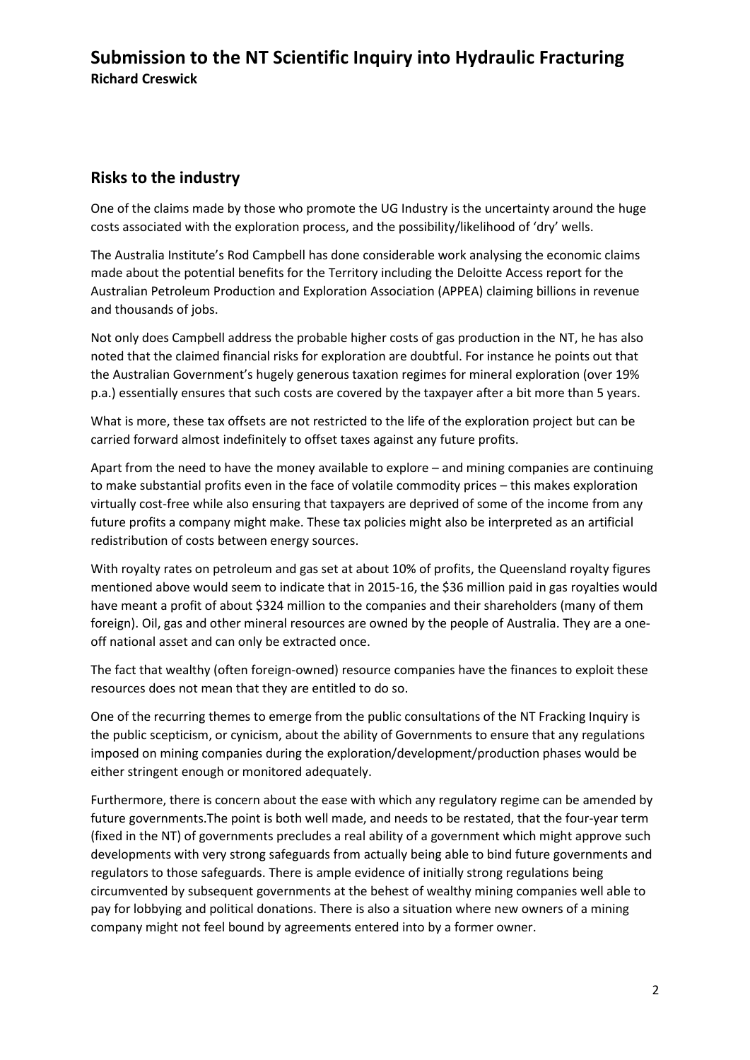# Submission to the NT Scientific Inquiry into Hydraulic Fracturing

**Richard Creswick**

## Risks to the industry

One of the claims made by those who promote the UG Industry is the uncertainty around the huge costs associated with the exploration process, and the possibility/likelihood of 'dry' wells.

The Australia Institute's Rod Campbell has done considerable work analysing the economic claims made about the potential benefits for the Territory including the Deloitte Access report for the Australian Petroleum Production and Exploration Association (APPEA) claiming billions in revenue and thousands of jobs.

Not only does Campbell address the probable higher costs of gas production in the NT, he has also noted that the claimed financial risks for exploration are doubtful. For instance he points out that the Australian Government's hugely generous taxation regimes for mineral exploration (over 19% p.a.) essentially ensures that such costs are covered by the taxpayer after a bit more than 5 years.

What is more, these tax offsets are not restricted to the life of the exploration project but can be carried forward almost indefinitely to offset taxes against any future profits.

Apart from the need to have the money available to explore – and mining companies are continuing to make substantial profits even in the face of volatile commodity prices – this makes exploration virtually cost-free while also ensuring that taxpayers are deprived of some of the income from any future profits a company might make. These tax policies might also be interpreted as an artificial redistribution of costs between energy sources.

With royalty rates on petroleum and gas set at about 10% of profits, the Queensland royalty figures mentioned above would seem to indicate that in 2015-16, the $36 million paid in gas royalties would have meant a profit of about $324 million to the companies and their shareholders (many of them foreign). Oil, gas and other mineral resources are owned by the people of Australia. They are a one-off national asset and can only be extracted once.

The fact that wealthy (often foreign-owned) resource companies have the finances to exploit these resources does not mean that they are entitled to do so.

One of the recurring themes to emerge from the public consultations of the NT Fracking Inquiry is the public scepticism, or cynicism, about the ability of Governments to ensure that any regulations imposed on mining companies during the exploration/development/production phases would be either stringent enough or monitored adequately.

Furthermore, there is concern about the ease with which any regulatory regime can be amended by future governments.The point is both well made, and needs to be restated, that the four-year term (fixed in the NT) of governments precludes a real ability of a government which might approve such developments with very strong safeguards from actually being able to bind future governments and regulators to those safeguards. There is ample evidence of initially strong regulations being circumvented by subsequent governments at the behest of wealthy mining companies well able to pay for lobbying and political donations. There is also a situation where new owners of a mining company might not feel bound by agreements entered into by a former owner.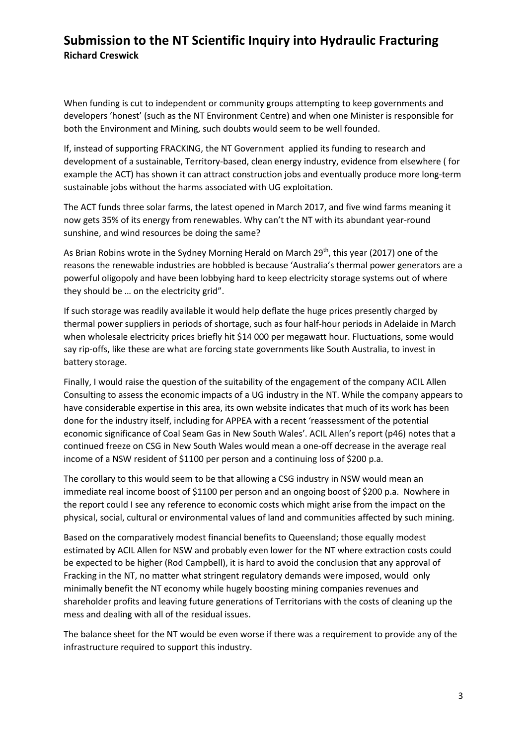When funding is cut to independent or community groups attempting to keep governments and developers 'honest' (such as the NT Environment Centre) and when one Minister is responsible for both the Environment and Mining, such doubts would seem to be well founded.

If, instead of supporting FRACKING, the NT Government applied its funding to research and development of a sustainable, Territory-based, clean energy industry, evidence from elsewhere ( for example the ACT) has shown it can attract construction jobs and eventually produce more long-term sustainable jobs without the harms associated with UG exploitation.

The ACT funds three solar farms, the latest opened in March 2017, and five wind farms meaning it now gets 35% of its energy from renewables. Why can't the NT with its abundant year-round sunshine, and wind resources be doing the same?

As Brian Robins wrote in the Sydney Morning Herald on March 29th, this year (2017) one of the reasons the renewable industries are hobbled is because 'Australia's thermal power generators are a powerful oligopoly and have been lobbying hard to keep electricity storage systems out of where they should be … on the electricity grid".

If such storage was readily available it would help deflate the huge prices presently charged by thermal power suppliers in periods of shortage, such as four half-hour periods in Adelaide in March when wholesale electricity prices briefly hit $14 000 per megawatt hour. Fluctuations, some would say rip-offs, like these are what are forcing state governments like South Australia, to invest in battery storage.

Finally, I would raise the question of the suitability of the engagement of the company ACIL Allen Consulting to assess the economic impacts of a UG industry in the NT. While the company appears to have considerable expertise in this area, its own website indicates that much of its work has been done for the industry itself, including for APPEA with a recent 'reassessment of the potential economic significance of Coal Seam Gas in New South Wales'. ACIL Allen's report (p46) notes that a continued freeze on CSG in New South Wales would mean a one-off decrease in the average real income of a NSW resident of $1100 per person and a continuing loss of $200 p.a.

The corollary to this would seem to be that allowing a CSG industry in NSW would mean an immediate real income boost of $1100 per person and an ongoing boost of $200 p.a. Nowhere in the report could I see any reference to economic costs which might arise from the impact on the physical, social, cultural or environmental values of land and communities affected by such mining.

Based on the comparatively modest financial benefits to Queensland; those equally modest estimated by ACIL Allen for NSW and probably even lower for the NT where extraction costs could be expected to be higher (Rod Campbell), it is hard to avoid the conclusion that any approval of Fracking in the NT, no matter what stringent regulatory demands were imposed, would only minimally benefit the NT economy while hugely boosting mining companies revenues and shareholder profits and leaving future generations of Territorians with the costs of cleaning up the mess and dealing with all of the residual issues.

The balance sheet for the NT would be even worse if there was a requirement to provide any of the infrastructure required to support this industry.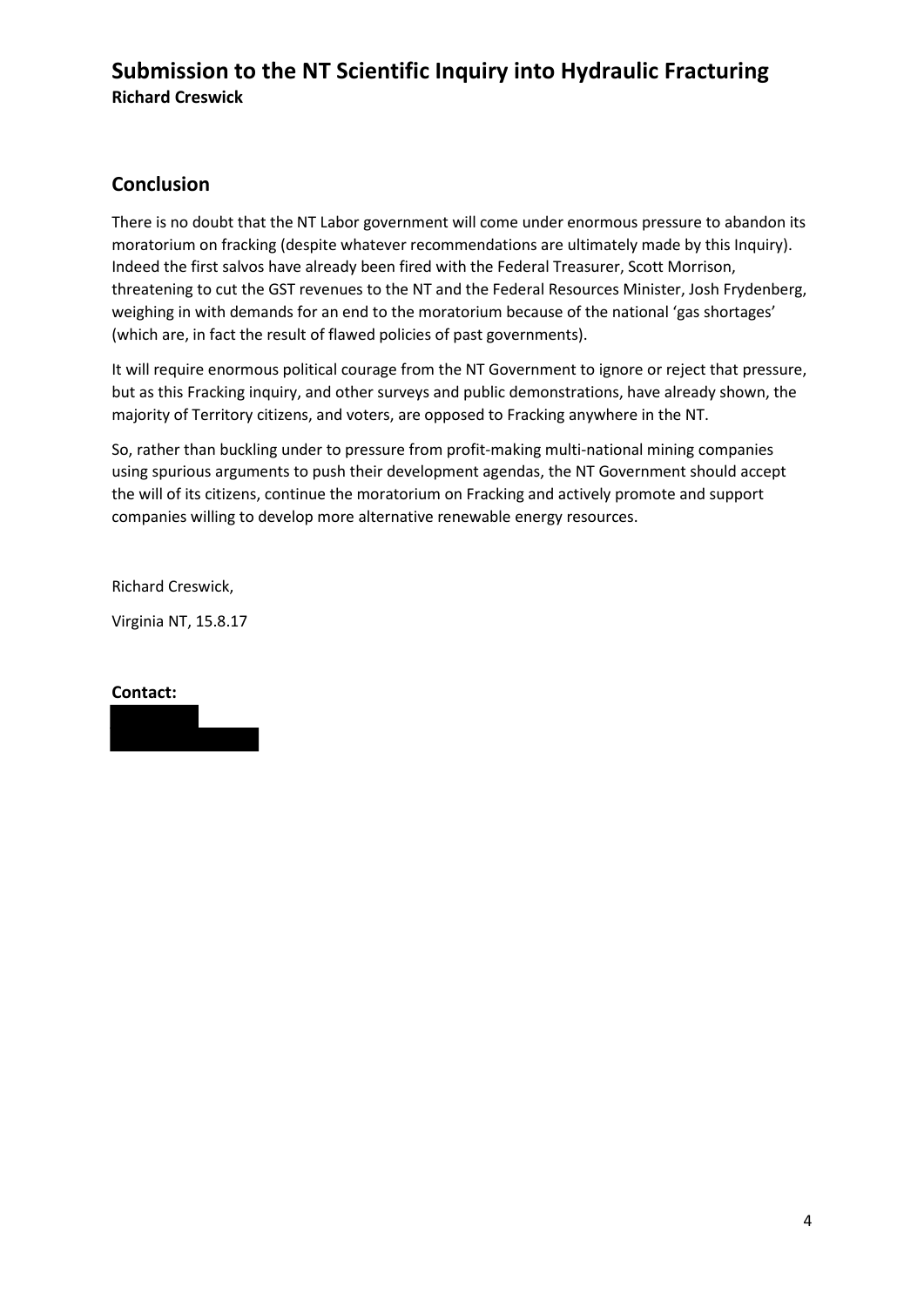# Submission to the NT Scientific Inquiry into Hydraulic Fracturing

**Richard Creswick**

## Conclusion

There is no doubt that the NT Labor government will come under enormous pressure to abandon its moratorium on fracking (despite whatever recommendations are ultimately made by this Inquiry). Indeed the first salvos have already been fired with the Federal Treasurer, Scott Morrison, threatening to cut the GST revenues to the NT and the Federal Resources Minister, Josh Frydenberg, weighing in with demands for an end to the moratorium because of the national 'gas shortages' (which are, in fact the result of flawed policies of past governments).

It will require enormous political courage from the NT Government to ignore or reject that pressure, but as this Fracking inquiry, and other surveys and public demonstrations, have already shown, the majority of Territory citizens, and voters, are opposed to Fracking anywhere in the NT.

So, rather than buckling under to pressure from profit-making multi-national mining companies using spurious arguments to push their development agendas, the NT Government should accept the will of its citizens, continue the moratorium on Fracking and actively promote and support companies willing to develop more alternative renewable energy resources.

Richard Creswick,

Virginia NT, 15.8.17

**Contact:**